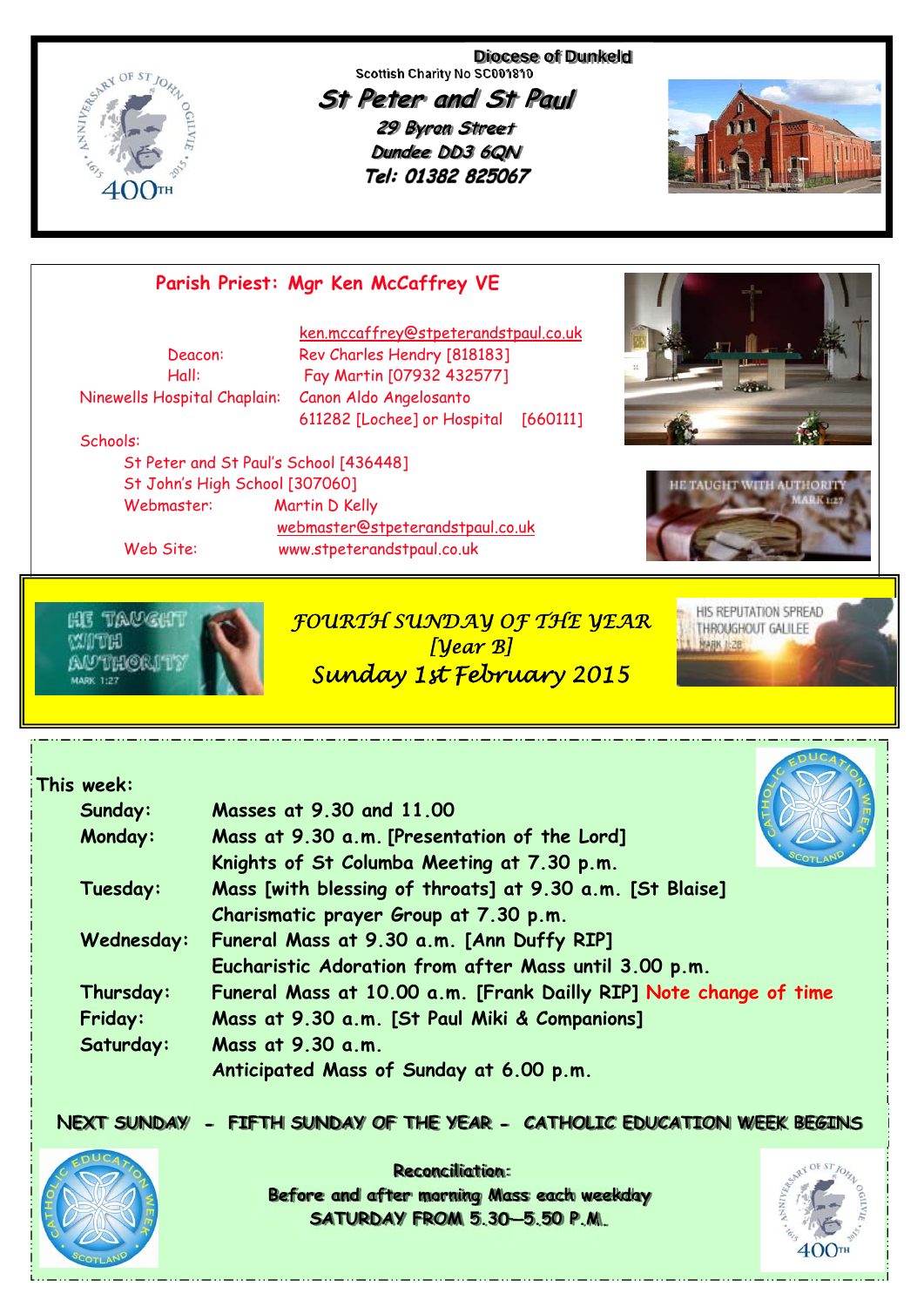Diocese of Dunkeld

Scottish Charity No SC001810

# St Peter and St Paul

**29 Byron Street**
**Dundee DD3 6QN**
**Tel: 01382 825067**

## Parish Priest: Mgr Ken McCaffrey VE

ken.mccaffrey@stpeterandstpaul.co.uk

Deacon: Rev Charles Hendry [818183]
Hall: Fay Martin [07932 432577]
Ninewells Hospital Chaplain: Canon Aldo Angelosanto 611282 [Lochee] or Hospital [660111]

Schools:
St Peter and St Paul's School [436448]
St John's High School [307060]
Webmaster: Martin D Kelly
webmaster@stpeterandstpaul.co.uk
Web Site: www.stpeterandstpaul.co.uk

## *FOURTH SUNDAY OF THE YEAR*
## *[Year B]*
## *Sunday 1st February 2015*

**This week:**

| | |
|---|---|
| **Sunday:** | **Masses at 9.30 and 11.00** |
| **Monday:** | **Mass at 9.30 a.m. [Presentation of the Lord]** |
| | **Knights of St Columba Meeting at 7.30 p.m.** |
| **Tuesday:** | **Mass [with blessing of throats] at 9.30 a.m. [St Blaise]** |
| | **Charismatic prayer Group at 7.30 p.m.** |
| **Wednesday:** | **Funeral Mass at 9.30 a.m. [Ann Duffy RIP]** |
| | **Eucharistic Adoration from after Mass until 3.00 p.m.** |
| **Thursday:** | **Funeral Mass at 10.00 a.m. [Frank Dailly RIP] Note change of time** |
| **Friday:** | **Mass at 9.30 a.m. [St Paul Miki & Companions]** |
| **Saturday:** | **Mass at 9.30 a.m.** |
| | **Anticipated Mass of Sunday at 6.00 p.m.** |

**NEXT SUNDAY - FIFTH SUNDAY OF THE YEAR - CATHOLIC EDUCATION WEEK BEGINS**

**Reconciliation:**
**Before and after morning Mass each weekday**
**SATURDAY FROM 5.30—5.50 P.M.**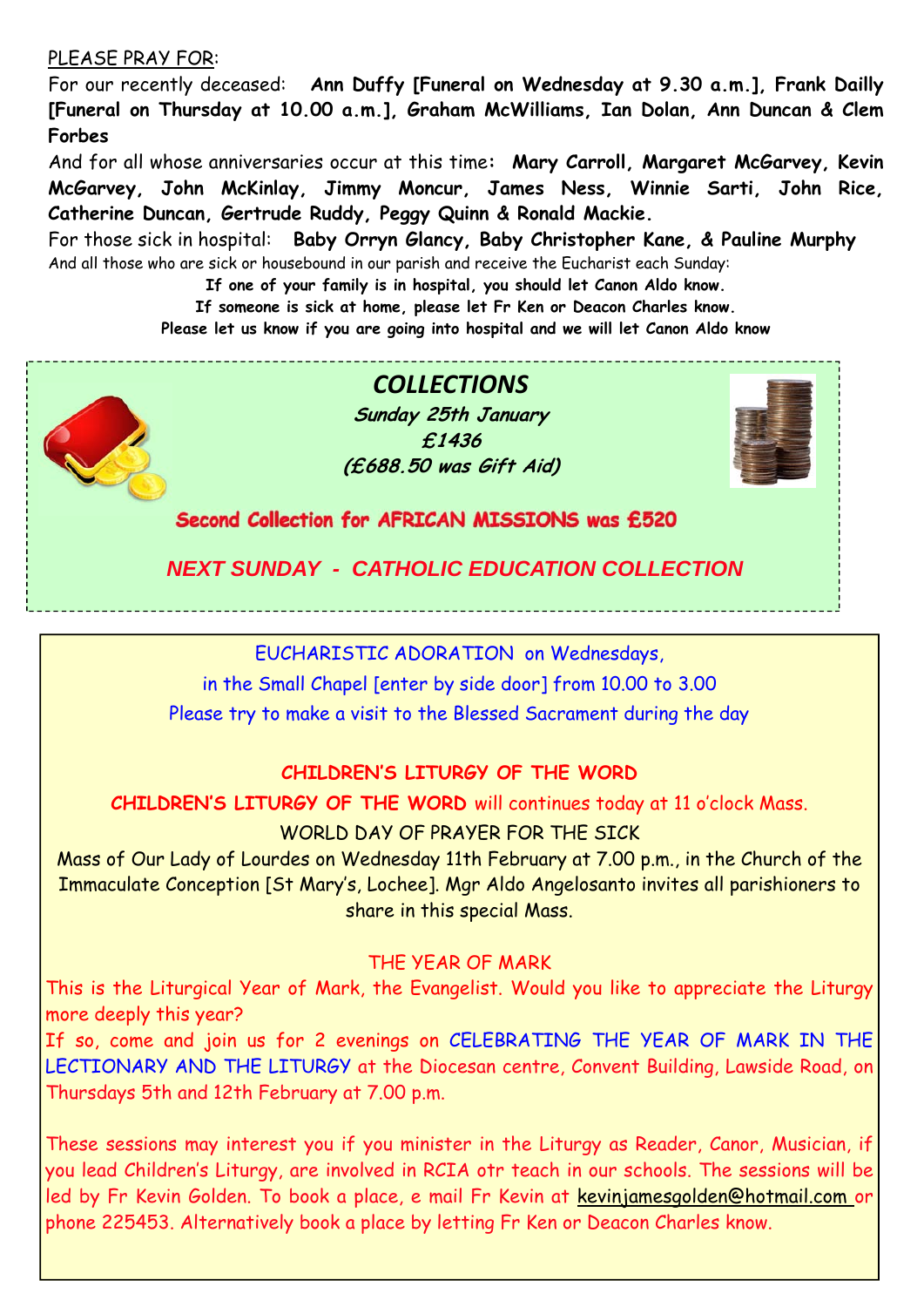PLEASE PRAY FOR:

For our recently deceased: **Ann Duffy [Funeral on Wednesday at 9.30 a.m.], Frank Dailly [Funeral on Thursday at 10.00 a.m.], Graham McWilliams, Ian Dolan, Ann Duncan & Clem Forbes**

And for all whose anniversaries occur at this time: **Mary Carroll, Margaret McGarvey, Kevin McGarvey, John McKinlay, Jimmy Moncur, James Ness, Winnie Sarti, John Rice, Catherine Duncan, Gertrude Ruddy, Peggy Quinn & Ronald Mackie.**

For those sick in hospital: **Baby Orryn Glancy, Baby Christopher Kane, & Pauline Murphy**

And all those who are sick or housebound in our parish and receive the Eucharist each Sunday:

**If one of your family is in hospital, you should let Canon Aldo know.**

**If someone is sick at home, please let Fr Ken or Deacon Charles know.**

**Please let us know if you are going into hospital and we will let Canon Aldo know**

## *COLLECTIONS*

***Sunday 25th January***

***£1436***

***(£688.50 was Gift Aid)***

**Second Collection for AFRICAN MISSIONS was £520**

***NEXT SUNDAY - CATHOLIC EDUCATION COLLECTION***

EUCHARISTIC ADORATION on Wednesdays,
in the Small Chapel [enter by side door] from 10.00 to 3.00
Please try to make a visit to the Blessed Sacrament during the day

**CHILDREN'S LITURGY OF THE WORD**

**CHILDREN'S LITURGY OF THE WORD** will continues today at 11 o'clock Mass.

WORLD DAY OF PRAYER FOR THE SICK

Mass of Our Lady of Lourdes on Wednesday 11th February at 7.00 p.m., in the Church of the Immaculate Conception [St Mary's, Lochee]. Mgr Aldo Angelosanto invites all parishioners to share in this special Mass.

THE YEAR OF MARK

This is the Liturgical Year of Mark, the Evangelist. Would you like to appreciate the Liturgy more deeply this year?

If so, come and join us for 2 evenings on CELEBRATING THE YEAR OF MARK IN THE LECTIONARY AND THE LITURGY at the Diocesan centre, Convent Building, Lawside Road, on Thursdays 5th and 12th February at 7.00 p.m.

These sessions may interest you if you minister in the Liturgy as Reader, Canor, Musician, if you lead Children's Liturgy, are involved in RCIA otr teach in our schools. The sessions will be led by Fr Kevin Golden. To book a place, e mail Fr Kevin at kevinjamesgolden@hotmail.com or phone 225453. Alternatively book a place by letting Fr Ken or Deacon Charles know.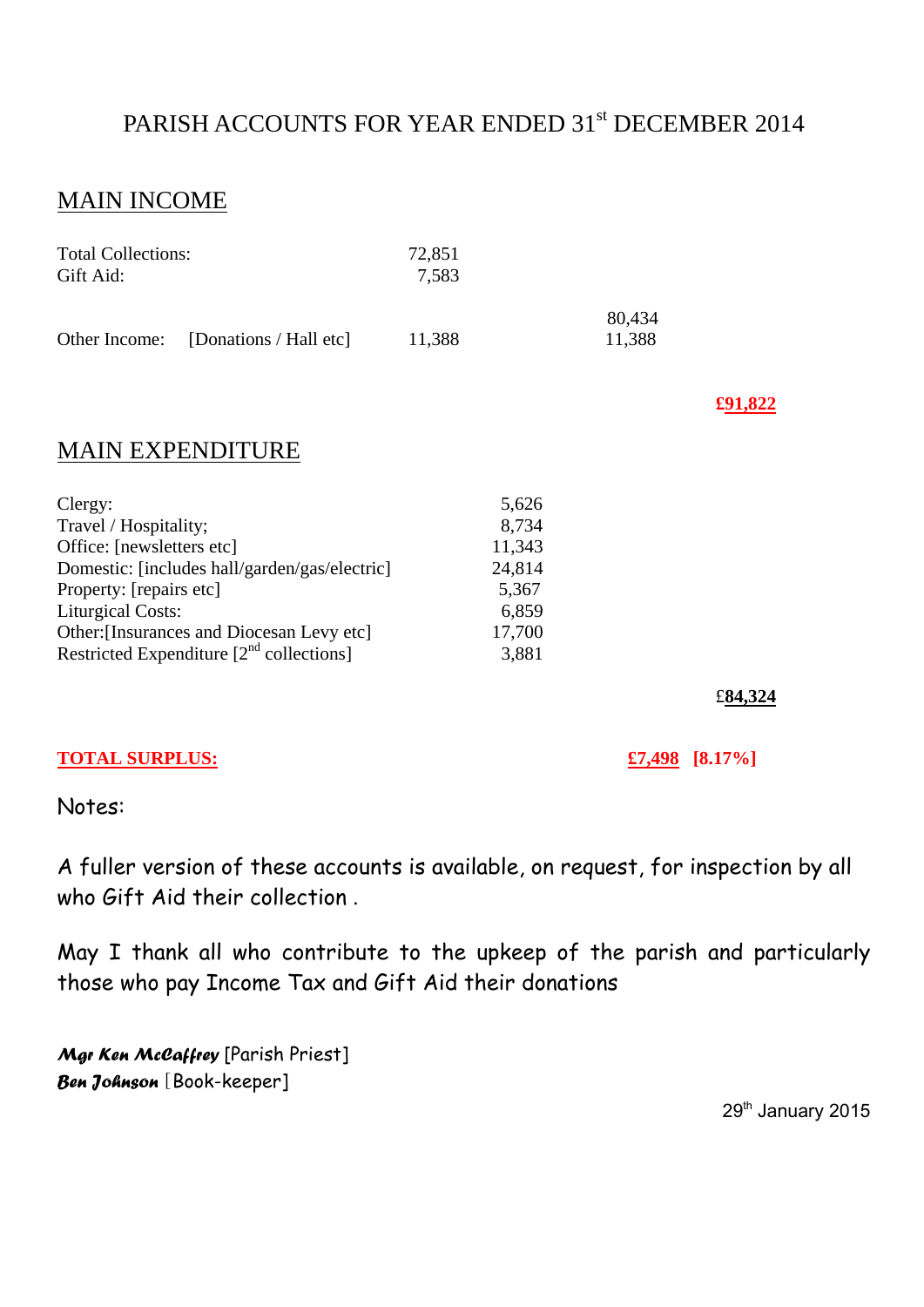# PARISH ACCOUNTS FOR YEAR ENDED 31st DECEMBER 2014

## MAIN INCOME

| | | | | |
|---|---|---|---|---|
| Total Collections: | | 72,851 | | |
| Gift Aid: | | 7,583 | | |
| | | | 80,434 | |
| Other Income: | [Donations / Hall etc] | 11,388 | 11,388 | |
| | | | | **£91,822** |

## MAIN EXPENDITURE

| | | |
|---|---|---|
| Clergy: | 5,626 | |
| Travel / Hospitality; | 8,734 | |
| Office: [newsletters etc] | 11,343 | |
| Domestic: [includes hall/garden/gas/electric] | 24,814 | |
| Property: [repairs etc] | 5,367 | |
| Liturgical Costs: | 6,859 | |
| Other:[Insurances and Diocesan Levy etc] | 17,700 | |
| Restricted Expenditure [2nd collections] | 3,881 | |
| | | £**84,324** |

**TOTAL SURPLUS:** **£7,498** **[8.17%]**

Notes:

A fuller version of these accounts is available, on request, for inspection by all who Gift Aid their collection .

May I thank all who contribute to the upkeep of the parish and particularly those who pay Income Tax and Gift Aid their donations

***Mgr Ken McCaffrey*** [Parish Priest]
***Ben Johnson*** [Book-keeper]

29th January 2015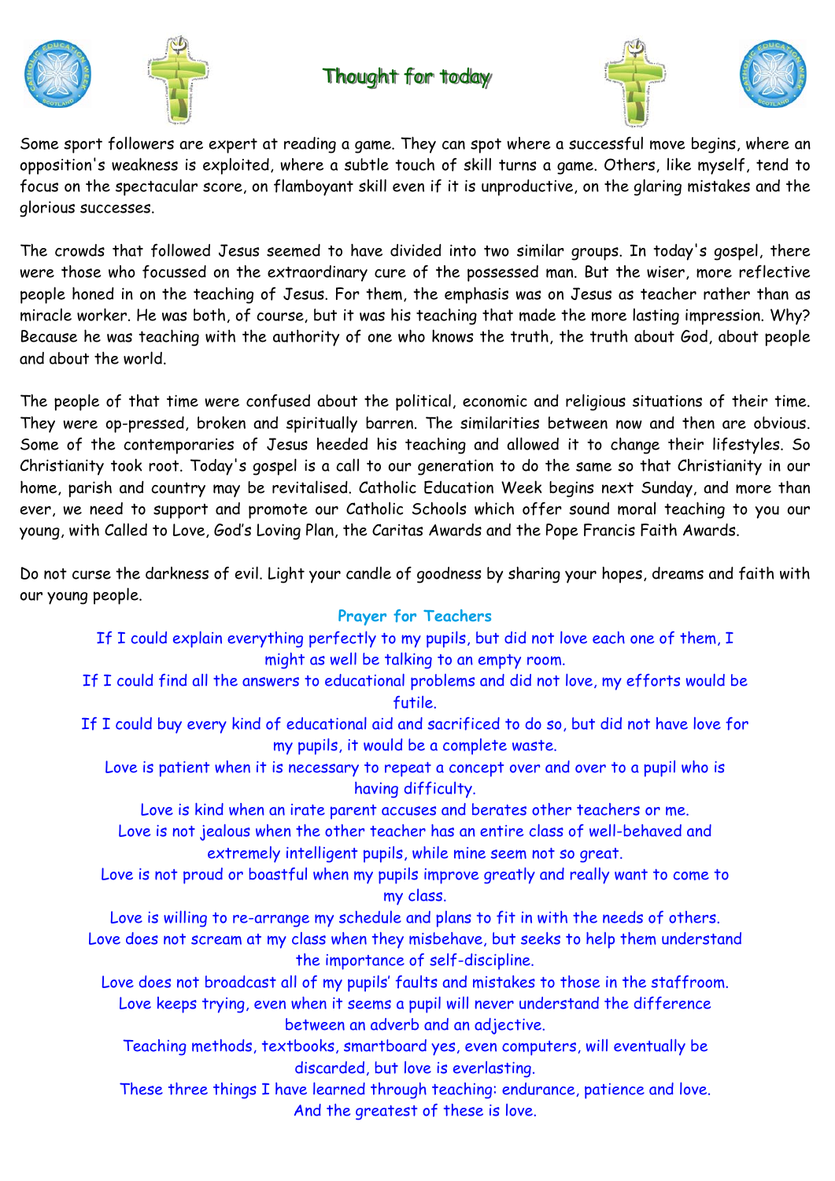# Thought for today

Some sport followers are expert at reading a game. They can spot where a successful move begins, where an opposition's weakness is exploited, where a subtle touch of skill turns a game. Others, like myself, tend to focus on the spectacular score, on flamboyant skill even if it is unproductive, on the glaring mistakes and the glorious successes.

The crowds that followed Jesus seemed to have divided into two similar groups. In today's gospel, there were those who focussed on the extraordinary cure of the possessed man. But the wiser, more reflective people honed in on the teaching of Jesus. For them, the emphasis was on Jesus as teacher rather than as miracle worker. He was both, of course, but it was his teaching that made the more lasting impression. Why? Because he was teaching with the authority of one who knows the truth, the truth about God, about people and about the world.

The people of that time were confused about the political, economic and religious situations of their time. They were op-pressed, broken and spiritually barren. The similarities between now and then are obvious. Some of the contemporaries of Jesus heeded his teaching and allowed it to change their lifestyles. So Christianity took root. Today's gospel is a call to our generation to do the same so that Christianity in our home, parish and country may be revitalised. Catholic Education Week begins next Sunday, and more than ever, we need to support and promote our Catholic Schools which offer sound moral teaching to you our young, with Called to Love, God's Loving Plan, the Caritas Awards and the Pope Francis Faith Awards.

Do not curse the darkness of evil. Light your candle of goodness by sharing your hopes, dreams and faith with our young people.

## Prayer for Teachers

If I could explain everything perfectly to my pupils, but did not love each one of them, I might as well be talking to an empty room.

If I could find all the answers to educational problems and did not love, my efforts would be futile.

If I could buy every kind of educational aid and sacrificed to do so, but did not have love for my pupils, it would be a complete waste.

Love is patient when it is necessary to repeat a concept over and over to a pupil who is having difficulty.

Love is kind when an irate parent accuses and berates other teachers or me.

Love is not jealous when the other teacher has an entire class of well-behaved and extremely intelligent pupils, while mine seem not so great.

Love is not proud or boastful when my pupils improve greatly and really want to come to my class.

Love is willing to re-arrange my schedule and plans to fit in with the needs of others.

Love does not scream at my class when they misbehave, but seeks to help them understand the importance of self-discipline.

Love does not broadcast all of my pupils' faults and mistakes to those in the staffroom.

Love keeps trying, even when it seems a pupil will never understand the difference between an adverb and an adjective.

Teaching methods, textbooks, smartboard yes, even computers, will eventually be discarded, but love is everlasting.

These three things I have learned through teaching: endurance, patience and love.

And the greatest of these is love.